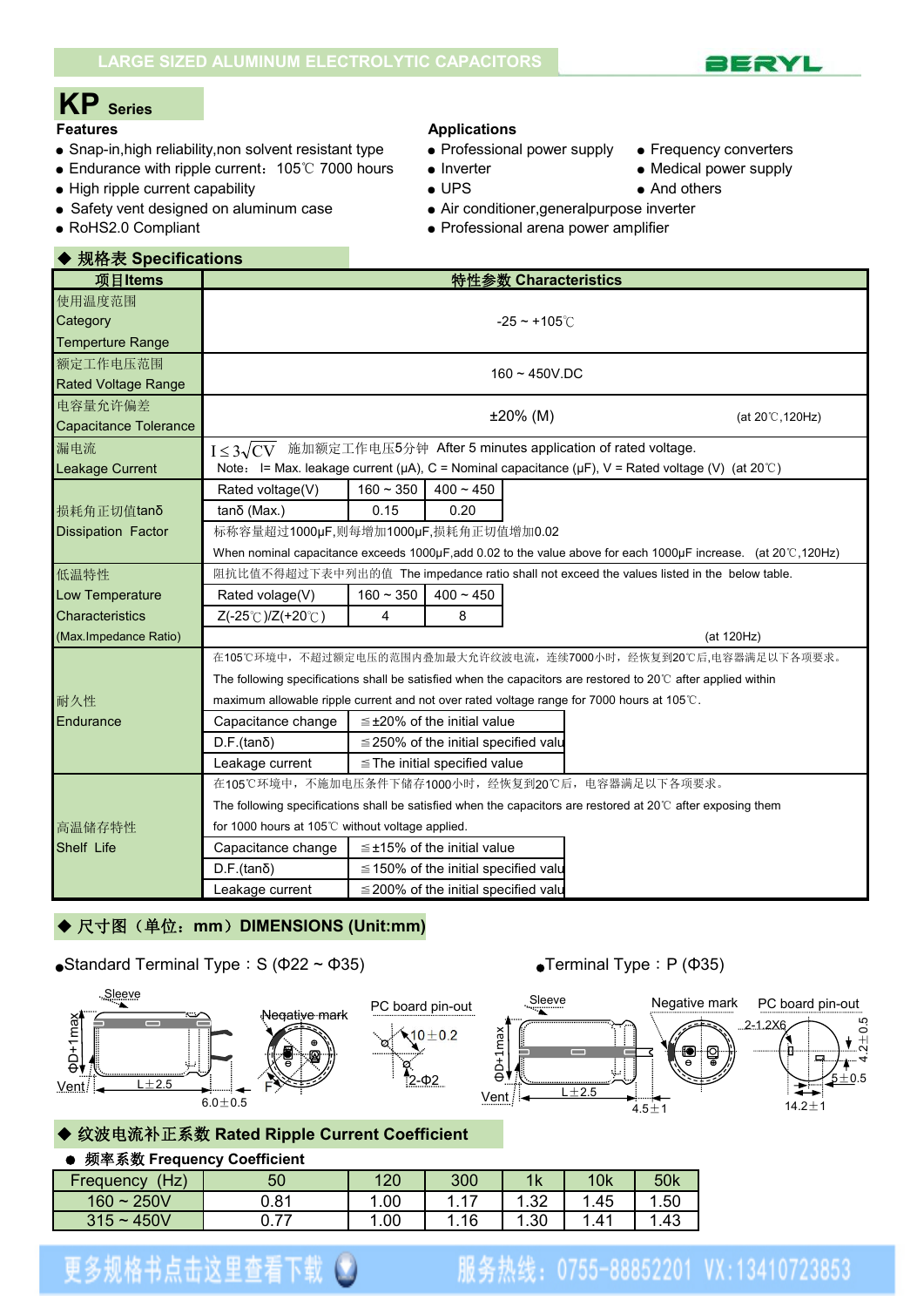LARGE SIZED ALUMINUM ELECTROLYTIC CAPACITORS

BERYL

# KP Series

**Features**

- Snap-in,high reliability,non solvent resistant type
- Endurance with ripple current：105℃ 7000 hours
- High ripple current capability
- Safety vent designed on aluminum case
- RoHS2.0 Compliant

**Applications**

- Professional power supply
- Frequency converters
- Inverter
- Medical power supply
- UPS
- And others
- Air conditioner,generalpurpose inverter
- Professional arena power amplifier

## ◆ 规格表 Specifications

| 项目Items | 特性参数 Characteristics |
|---|---|
| 使用温度范围 Category Temperture Range | -25 ~ +105℃ |
| 额定工作电压范围 Rated Voltage Range | 160 ~ 450V.DC |
| 电容量允许偏差 Capacitance Tolerance | ±20% (M) (at 20℃,120Hz) |
| 漏电流 Leakage Current | $I \leq 3\sqrt{CV}$ 施加额定工作电压5分钟 After 5 minutes application of rated voltage. Note: I= Max. leakage current (μA), C = Nominal capacitance (μF), V = Rated voltage (V) (at 20℃) |
| 损耗角正切值tanδ Dissipation Factor | Rated voltage(V): 160 ~ 350 / 400 ~ 450; tanδ (Max.): 0.15 / 0.20. 标称容量超过1000μF,则每增加1000μF,损耗角正切值增加0.02 When nominal capacitance exceeds 1000μF,add 0.02 to the value above for each 1000μF increase. (at 20℃,120Hz) |
| 低温特性 Low Temperature Characteristics (Max.Impedance Ratio) | 阻抗比值不得超过下表中列出的值 The impedance ratio shall not exceed the values listed in the below table. Rated volage(V): 160 ~ 350 / 400 ~ 450; Z(-25℃)/Z(+20℃): 4 / 8. (at 120Hz) |
| 耐久性 Endurance | 在105℃环境中，不超过额定电压的范围内叠加最大允许纹波电流，连续7000小时，经恢复到20℃后,电容器满足以下各项要求。 The following specifications shall be satisfied when the capacitors are restored to 20℃ after applied within maximum allowable ripple current and not over rated voltage range for 7000 hours at 105℃. Capacitance change: ≦±20% of the initial value; D.F.(tanδ): ≦250% of the initial specified value; Leakage current: ≦The initial specified value |
| 高温储存特性 Shelf Life | 在105℃环境中，不施加电压条件下储存1000小时，经恢复到20℃后，电容器满足以下各项要求。 The following specifications shall be satisfied when the capacitors are restored at 20℃ after exposing them for 1000 hours at 105℃ without voltage applied. Capacitance change: ≦±15% of the initial value; D.F.(tanδ): ≦150% of the initial specified value; Leakage current: ≦200% of the initial specified value |

## ◆ 尺寸图（单位：mm）DIMENSIONS (Unit:mm)

- Standard Terminal Type：S (Φ22 ~ Φ35)
- Terminal Type：P (Φ35)

Sleeve, Negative mark, PC board pin-out, ΦD+1max, Vent, L±2.5, F, 6.0±0.5, 10±0.2, 2-Φ2

Sleeve, Negative mark, PC board pin-out, ΦD+1max, Vent, L±2.5, 4.5±1, 2-1.2X6, 4.2±0.5, 5±0.5, 14.2±1

## ◆ 纹波电流补正系数 Rated Ripple Current Coefficient

- **频率系数 Frequency Coefficient**

| Frequency (Hz) | 50 | 120 | 300 | 1k | 10k | 50k |
|---|---|---|---|---|---|---|
| 160 ~ 250V | 0.81 | 1.00 | 1.17 | 1.32 | 1.45 | 1.50 |
| 315 ~ 450V | 0.77 | 1.00 | 1.16 | 1.30 | 1.41 | 1.43 |

更多规格书点击这里查看下载　服务热线：0755-88852201 VX:13410723853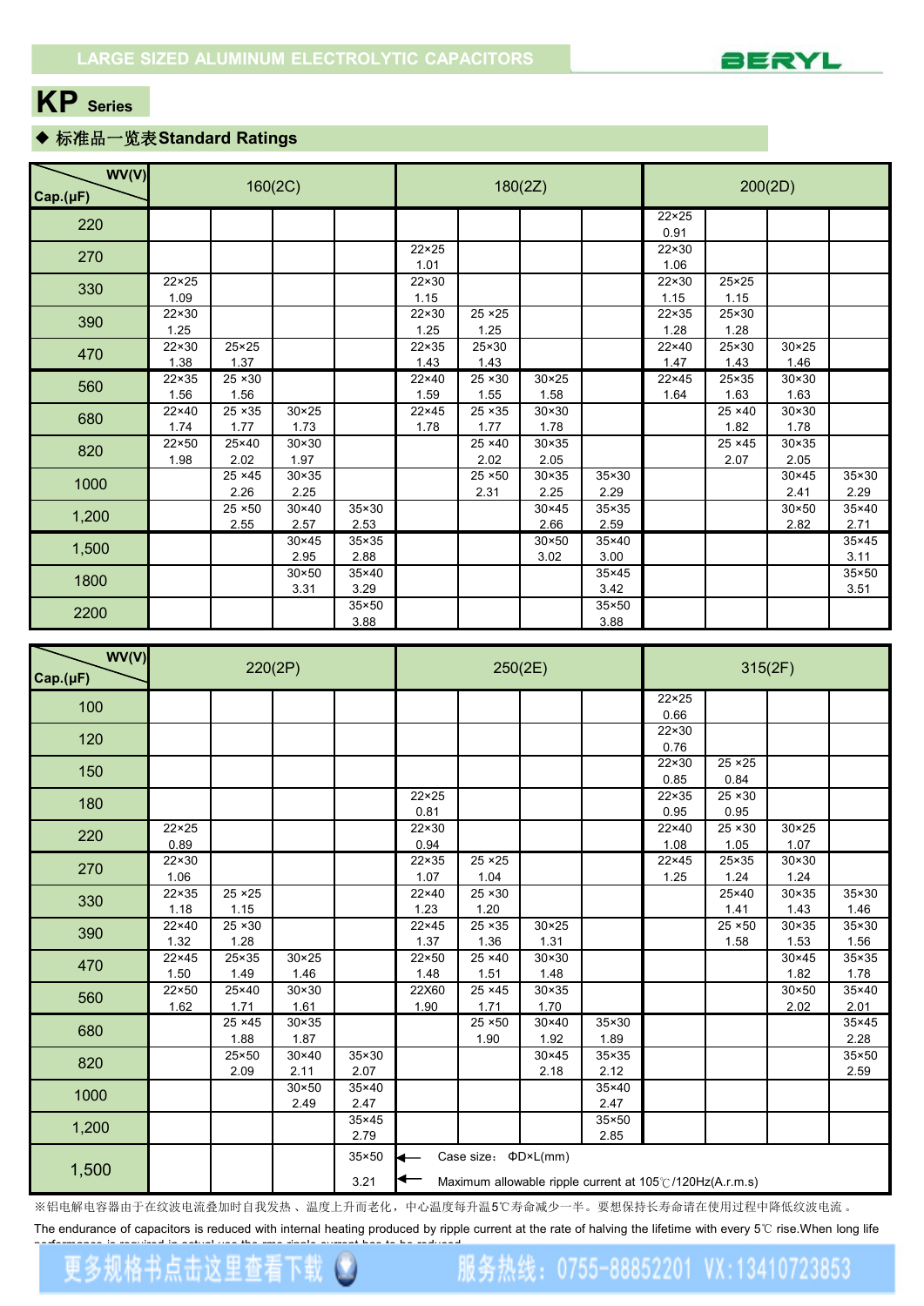LARGE SIZED ALUMINUM ELECTROLYTIC CAPACITORS

# KP Series

◆ 标准品一览表Standard Ratings

| WV(V) / Cap.(μF) | 160(2C) | | | | 180(2Z) | | | | 200(2D) | | | |
|---|---|---|---|---|---|---|---|---|---|---|---|---|
| 220 | | | | | | | | | 22×25 0.91 | | | |
| 270 | | | | | 22×25 1.01 | | | | 22×30 1.06 | | | |
| 330 | 22×25 1.09 | | | | 22×30 1.15 | | | | 22×30 1.15 | 25×25 1.15 | | |
| 390 | 22×30 1.25 | | | | 22×30 1.25 | 25 ×25 1.25 | | | 22×35 1.28 | 25×30 1.28 | | |
| 470 | 22×30 1.38 | 25×25 1.37 | | | 22×35 1.43 | 25×30 1.43 | | | 22×40 1.47 | 25×30 1.43 | 30×25 1.46 | |
| 560 | 22×35 1.56 | 25 ×30 1.56 | | | 22×40 1.59 | 25 ×30 1.55 | 30×25 1.58 | | 22×45 1.64 | 25×35 1.63 | 30×30 1.63 | |
| 680 | 22×40 1.74 | 25 ×35 1.77 | 30×25 1.73 | | 22×45 1.78 | 25 ×35 1.77 | 30×30 1.78 | | | 25 ×40 1.82 | 30×30 1.78 | |
| 820 | 22×50 1.98 | 25×40 2.02 | 30×30 1.97 | | | 25 ×40 2.02 | 30×35 2.05 | | | 25 ×45 2.07 | 30×35 2.05 | |
| 1000 | | 25 ×45 2.26 | 30×35 2.25 | | | 25 ×50 2.31 | 30×35 2.25 | 35×30 2.29 | | | 30×45 2.41 | 35×30 2.29 |
| 1,200 | | 25 ×50 2.55 | 30×40 2.57 | 35×30 2.53 | | | 30×45 2.66 | 35×35 2.59 | | | 30×50 2.82 | 35×40 2.71 |
| 1,500 | | | 30×45 2.95 | 35×35 2.88 | | | 30×50 3.02 | 35×40 3.00 | | | | 35×45 3.11 |
| 1800 | | | 30×50 3.31 | 35×40 3.29 | | | | 35×45 3.42 | | | | 35×50 3.51 |
| 2200 | | | | 35×50 3.88 | | | | 35×50 3.88 | | | | |

| WV(V) / Cap.(μF) | 220(2P) | | | | 250(2E) | | | | 315(2F) | | | |
|---|---|---|---|---|---|---|---|---|---|---|---|---|
| 100 | | | | | | | | | 22×25 0.66 | | | |
| 120 | | | | | | | | | 22×30 0.76 | | | |
| 150 | | | | | | | | | 22×30 0.85 | 25 ×25 0.84 | | |
| 180 | | | | | 22×25 0.81 | | | | 22×35 0.95 | 25 ×30 0.95 | | |
| 220 | 22×25 0.89 | | | | 22×30 0.94 | | | | 22×40 1.08 | 25 ×30 1.05 | 30×25 1.07 | |
| 270 | 22×30 1.06 | | | | 22×35 1.07 | 25 ×25 1.04 | | | 22×45 1.25 | 25×35 1.24 | 30×30 1.24 | |
| 330 | 22×35 1.18 | 25 ×25 1.15 | | | 22×40 1.23 | 25 ×30 1.20 | | | | 25×40 1.41 | 30×35 1.43 | 35×30 1.46 |
| 390 | 22×40 1.32 | 25 ×30 1.28 | | | 22×45 1.37 | 25 ×35 1.36 | 30×25 1.31 | | | 25 ×50 1.58 | 30×35 1.53 | 35×30 1.56 |
| 470 | 22×45 1.50 | 25×35 1.49 | 30×25 1.46 | | 22×50 1.48 | 25 ×40 1.51 | 30×30 1.48 | | | | 30×45 1.82 | 35×35 1.78 |
| 560 | 22×50 1.62 | 25×40 1.71 | 30×30 1.61 | | 22X60 1.90 | 25 ×45 1.71 | 30×35 1.70 | | | | 30×50 2.02 | 35×40 2.01 |
| 680 | | 25 ×45 1.88 | 30×35 1.87 | | | 25 ×50 1.90 | 30×40 1.92 | 35×30 1.89 | | | | 35×45 2.28 |
| 820 | | 25×50 2.09 | 30×40 2.11 | 35×30 2.07 | | | 30×45 2.18 | 35×35 2.12 | | | | 35×50 2.59 |
| 1000 | | | 30×50 2.49 | 35×40 2.47 | | | | 35×40 2.47 | | | | |
| 1,200 | | | | 35×45 2.79 | | | | 35×50 2.85 | | | | |
| 1,500 | | | | 35×50 3.21 | | | | | | | | |

← Case size： ΦD×L(mm)

← Maximum allowable ripple current at 105℃/120Hz(A.r.m.s)

※铝电解电容器由于在纹波电流叠加时自我发热、温度上升而老化，中心温度每升温5℃寿命减少一半。要想保持长寿命请在使用过程中降低纹波电流。

The endurance of capacitors is reduced with internal heating produced by ripple current at the rate of halving the lifetime with every 5℃ rise.When long life performance is required in actual use the rms ripple current has to be reduced.

更多规格书点击这里查看下载　服务热线：0755-88852201 VX:13410723853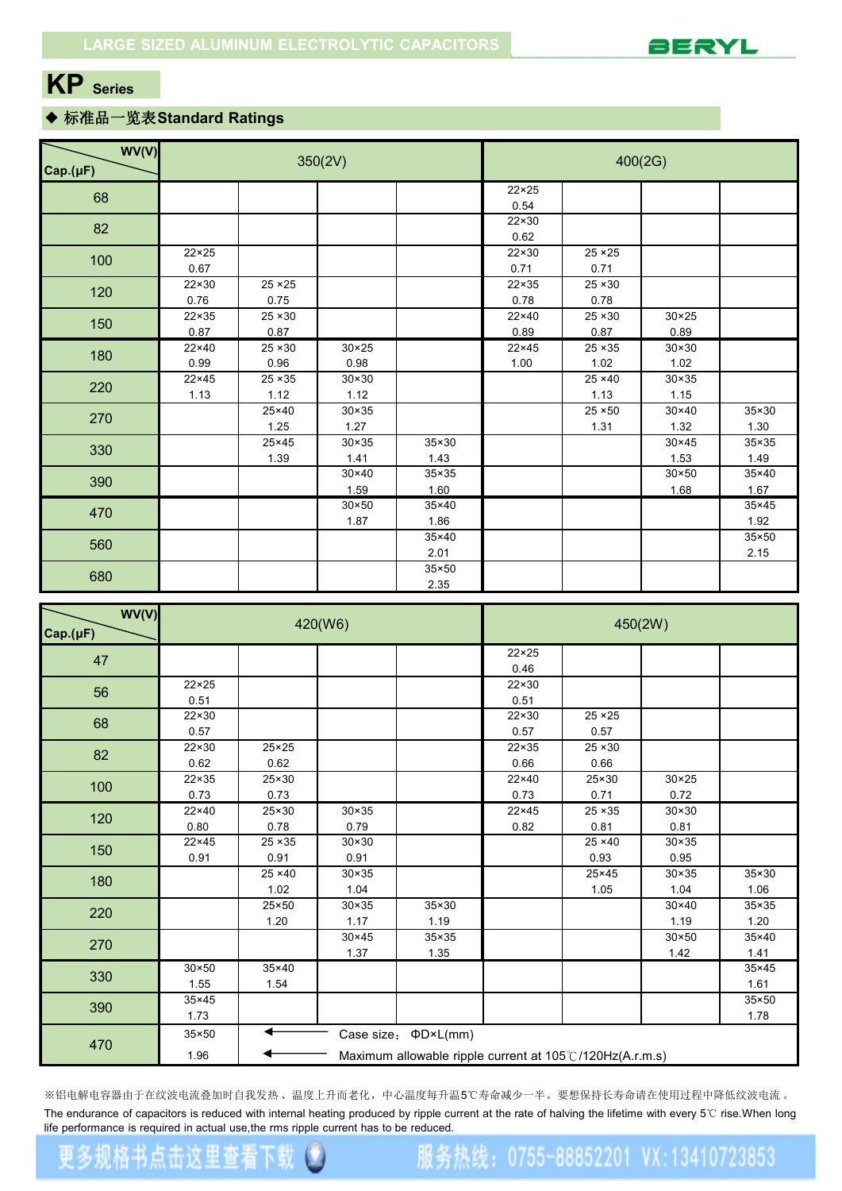LARGE SIZED ALUMINUM ELECTROLYTIC CAPACITORS

# KP Series

## ◆ 标准品一览表Standard Ratings

| WV(V) / Cap.(μF) | 350(2V) | | | | 400(2G) | | | |
|---|---|---|---|---|---|---|---|---|
| 68 | | | | | 22×25 0.54 | | | |
| 82 | | | | | 22×30 0.62 | | | |
| 100 | 22×25 0.67 | | | | 22×30 0.71 | 25 ×25 0.71 | | |
| 120 | 22×30 0.76 | 25 ×25 0.75 | | | 22×35 0.78 | 25 ×30 0.78 | | |
| 150 | 22×35 0.87 | 25 ×30 0.87 | | | 22×40 0.89 | 25 ×30 0.87 | 30×25 0.89 | |
| 180 | 22×40 0.99 | 25 ×30 0.96 | 30×25 0.98 | | 22×45 1.00 | 25 ×35 1.02 | 30×30 1.02 | |
| 220 | 22×45 1.13 | 25 ×35 1.12 | 30×30 1.12 | | | 25 ×40 1.13 | 30×35 1.15 | |
| 270 | | 25×40 1.25 | 30×35 1.27 | | | 25 ×50 1.31 | 30×40 1.32 | 35×30 1.30 |
| 330 | | 25×45 1.39 | 30×35 1.41 | 35×30 1.43 | | | 30×45 1.53 | 35×35 1.49 |
| 390 | | | 30×40 1.59 | 35×35 1.60 | | | 30×50 1.68 | 35×40 1.67 |
| 470 | | | 30×50 1.87 | 35×40 1.86 | | | | 35×45 1.92 |
| 560 | | | | 35×40 2.01 | | | | 35×50 2.15 |
| 680 | | | | 35×50 2.35 | | | | |

| WV(V) / Cap.(μF) | 420(W6) | | | | 450(2W) | | | |
|---|---|---|---|---|---|---|---|---|
| 47 | | | | | 22×25 0.46 | | | |
| 56 | 22×25 0.51 | | | | 22×30 0.51 | | | |
| 68 | 22×30 0.57 | | | | 22×30 0.57 | 25 ×25 0.57 | | |
| 82 | 22×30 0.62 | 25×25 0.62 | | | 22×35 0.66 | 25 ×30 0.66 | | |
| 100 | 22×35 0.73 | 25×30 0.73 | | | 22×40 0.73 | 25×30 0.71 | 30×25 0.72 | |
| 120 | 22×40 0.80 | 25×30 0.78 | 30×35 0.79 | | 22×45 0.82 | 25 ×35 0.81 | 30×30 0.81 | |
| 150 | 22×45 0.91 | 25 ×35 0.91 | 30×30 0.91 | | | 25 ×40 0.93 | 30×35 0.95 | |
| 180 | | 25 ×40 1.02 | 30×35 1.04 | | | 25×45 1.05 | 30×35 1.04 | 35×30 1.06 |
| 220 | | 25×50 1.20 | 30×35 1.17 | 35×30 1.19 | | | 30×40 1.19 | 35×35 1.20 |
| 270 | | | 30×45 1.37 | 35×35 1.35 | | | 30×50 1.42 | 35×40 1.41 |
| 330 | 30×50 1.55 | 35×40 1.54 | | | | | | 35×45 1.61 |
| 390 | 35×45 1.73 | | | | | | | 35×50 1.78 |
| 470 | 35×50 1.96 | ← Case size：ΦD×L(mm) ← Maximum allowable ripple current at 105℃/120Hz(A.r.m.s) | | | | | | |

※铝电解电容器由于在纹波电流叠加时自我发热、温度上升而老化，中心温度每升温5℃寿命减少一半。要想保持长寿命请在使用过程中降低纹波电流。

The endurance of capacitors is reduced with internal heating produced by ripple current at the rate of halving the lifetime with every 5℃ rise.When long life performance is required in actual use,the rms ripple current has to be reduced.